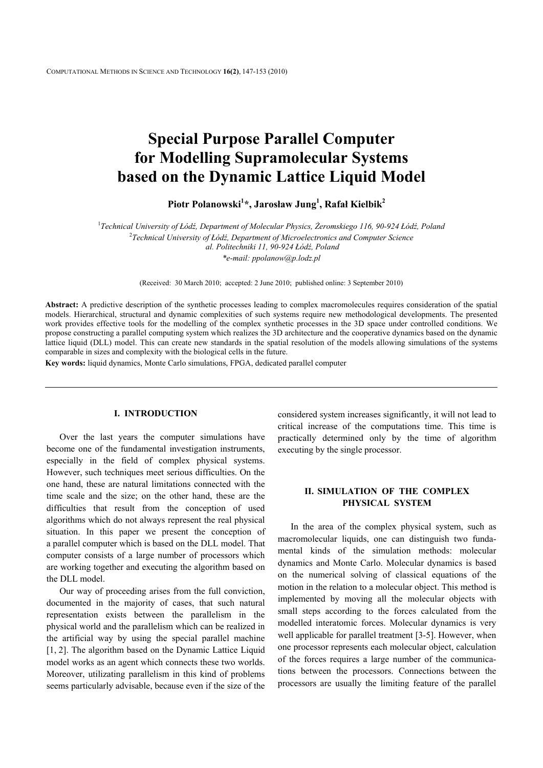# Special Purpose Parallel Computer for Modelling Supramolecular Systems based on the Dynamic Lattice Liquid Model

**Piotr Polanowski[1]\*, Jarosław Jung[1], Rafał Kielbik[2]**

[1]*Technical University of Łódź, Department of Molecular Physics, Żeromskiego 116, 90-924 Łódź, Poland*
[2]*Technical University of Łódź, Department of Microelectronics and Computer Science al. Politechniki 11, 90-924 Łódź, Poland*
*\*e-mail: ppolanow@p.lodz.pl*

(Received: 30 March 2010; accepted: 2 June 2010; published online: 3 September 2010)

**Abstract:** A predictive description of the synthetic processes leading to complex macromolecules requires consideration of the spatial models. Hierarchical, structural and dynamic complexities of such systems require new methodological developments. The presented work provides effective tools for the modelling of the complex synthetic processes in the 3D space under controlled conditions. We propose constructing a parallel computing system which realizes the 3D architecture and the cooperative dynamics based on the dynamic lattice liquid (DLL) model. This can create new standards in the spatial resolution of the models allowing simulations of the systems comparable in sizes and complexity with the biological cells in the future.

**Key words:** liquid dynamics, Monte Carlo simulations, FPGA, dedicated parallel computer

## I. INTRODUCTION

Over the last years the computer simulations have become one of the fundamental investigation instruments, especially in the field of complex physical systems. However, such techniques meet serious difficulties. On the one hand, these are natural limitations connected with the time scale and the size; on the other hand, these are the difficulties that result from the conception of used algorithms which do not always represent the real physical situation. In this paper we present the conception of a parallel computer which is based on the DLL model. That computer consists of a large number of processors which are working together and executing the algorithm based on the DLL model.

Our way of proceeding arises from the full conviction, documented in the majority of cases, that such natural representation exists between the parallelism in the physical world and the parallelism which can be realized in the artificial way by using the special parallel machine [1, 2]. The algorithm based on the Dynamic Lattice Liquid model works as an agent which connects these two worlds. Moreover, utilizating parallelism in this kind of problems seems particularly advisable, because even if the size of the considered system increases significantly, it will not lead to critical increase of the computations time. This time is practically determined only by the time of algorithm executing by the single processor.

## II. SIMULATION OF THE COMPLEX PHYSICAL SYSTEM

In the area of the complex physical system, such as macromolecular liquids, one can distinguish two fundamental kinds of the simulation methods: molecular dynamics and Monte Carlo. Molecular dynamics is based on the numerical solving of classical equations of the motion in the relation to a molecular object. This method is implemented by moving all the molecular objects with small steps according to the forces calculated from the modelled interatomic forces. Molecular dynamics is very well applicable for parallel treatment [3-5]. However, when one processor represents each molecular object, calculation of the forces requires a large number of the communications between the processors. Connections between the processors are usually the limiting feature of the parallel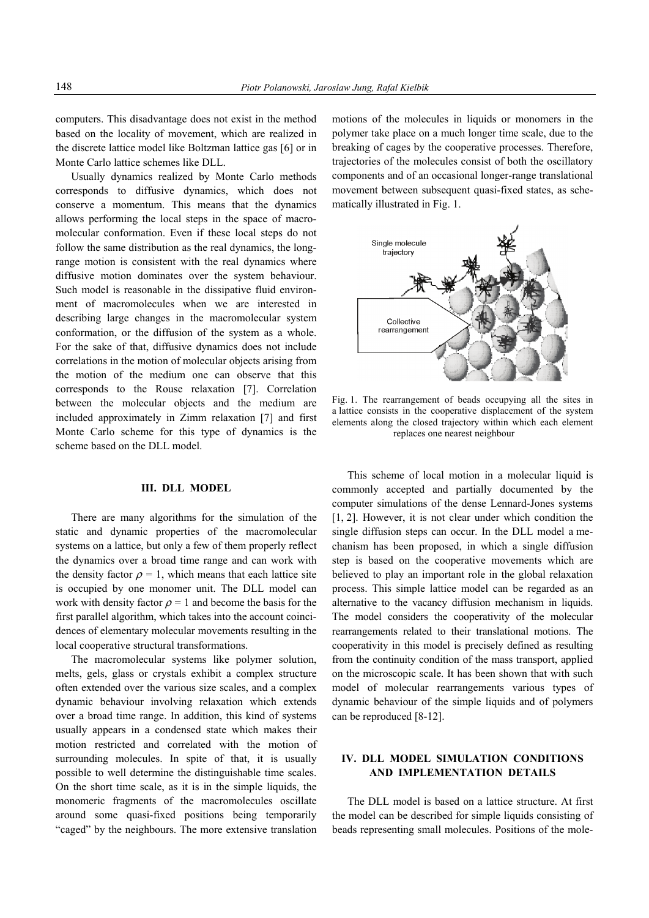computers. This disadvantage does not exist in the method based on the locality of movement, which are realized in the discrete lattice model like Boltzman lattice gas [6] or in Monte Carlo lattice schemes like DLL.

Usually dynamics realized by Monte Carlo methods corresponds to diffusive dynamics, which does not conserve a momentum. This means that the dynamics allows performing the local steps in the space of macromolecular conformation. Even if these local steps do not follow the same distribution as the real dynamics, the long-range motion is consistent with the real dynamics where diffusive motion dominates over the system behaviour. Such model is reasonable in the dissipative fluid environment of macromolecules when we are interested in describing large changes in the macromolecular system conformation, or the diffusion of the system as a whole. For the sake of that, diffusive dynamics does not include correlations in the motion of molecular objects arising from the motion of the medium one can observe that this corresponds to the Rouse relaxation [7]. Correlation between the molecular objects and the medium are included approximately in Zimm relaxation [7] and first Monte Carlo scheme for this type of dynamics is the scheme based on the DLL model.

## III. DLL MODEL

There are many algorithms for the simulation of the static and dynamic properties of the macromolecular systems on a lattice, but only a few of them properly reflect the dynamics over a broad time range and can work with the density factor $\rho = 1$, which means that each lattice site is occupied by one monomer unit. The DLL model can work with density factor $\rho = 1$ and become the basis for the first parallel algorithm, which takes into the account coincidences of elementary molecular movements resulting in the local cooperative structural transformations.

The macromolecular systems like polymer solution, melts, gels, glass or crystals exhibit a complex structure often extended over the various size scales, and a complex dynamic behaviour involving relaxation which extends over a broad time range. In addition, this kind of systems usually appears in a condensed state which makes their motion restricted and correlated with the motion of surrounding molecules. In spite of that, it is usually possible to well determine the distinguishable time scales. On the short time scale, as it is in the simple liquids, the monomeric fragments of the macromolecules oscillate around some quasi-fixed positions being temporarily "caged" by the neighbours. The more extensive translation motions of the molecules in liquids or monomers in the polymer take place on a much longer time scale, due to the breaking of cages by the cooperative processes. Therefore, trajectories of the molecules consist of both the oscillatory components and of an occasional longer-range translational movement between subsequent quasi-fixed states, as schematically illustrated in Fig. 1.

Single molecule trajectory

Collective rearrangement

Fig. 1. The rearrangement of beads occupying all the sites in a lattice consists in the cooperative displacement of the system elements along the closed trajectory within which each element replaces one nearest neighbour

This scheme of local motion in a molecular liquid is commonly accepted and partially documented by the computer simulations of the dense Lennard-Jones systems [1, 2]. However, it is not clear under which condition the single diffusion steps can occur. In the DLL model a mechanism has been proposed, in which a single diffusion step is based on the cooperative movements which are believed to play an important role in the global relaxation process. This simple lattice model can be regarded as an alternative to the vacancy diffusion mechanism in liquids. The model considers the cooperativity of the molecular rearrangements related to their translational motions. The cooperativity in this model is precisely defined as resulting from the continuity condition of the mass transport, applied on the microscopic scale. It has been shown that with such model of molecular rearrangements various types of dynamic behaviour of the simple liquids and of polymers can be reproduced [8-12].

## IV. DLL MODEL SIMULATION CONDITIONS AND IMPLEMENTATION DETAILS

The DLL model is based on a lattice structure. At first the model can be described for simple liquids consisting of beads representing small molecules. Positions of the mole-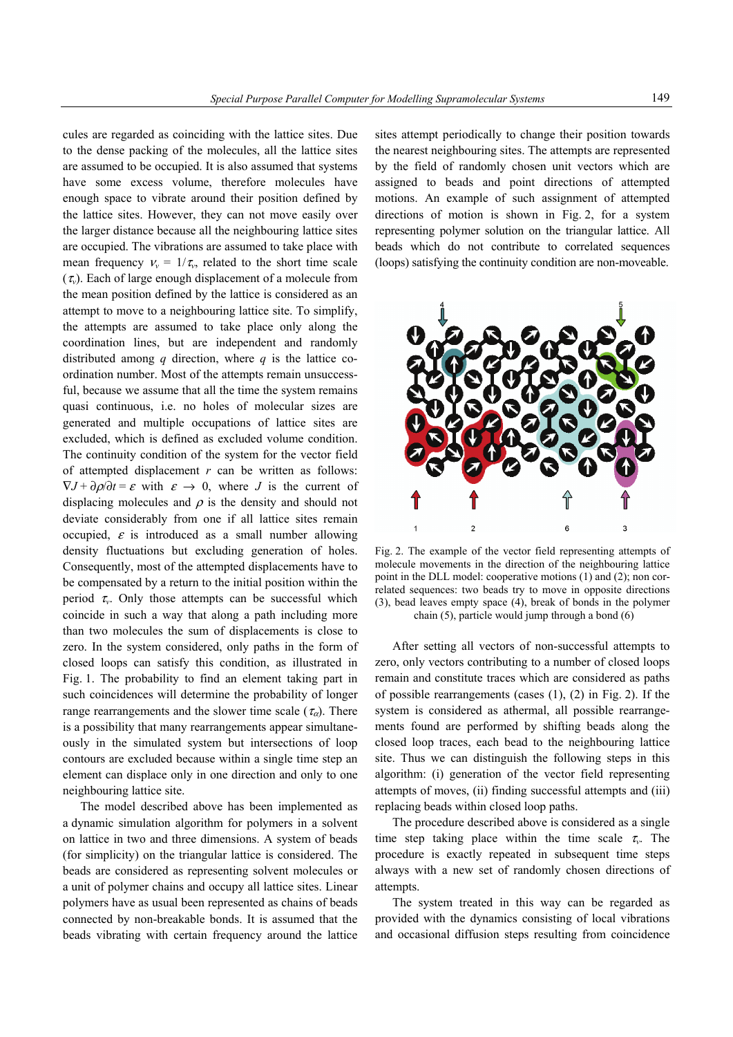cules are regarded as coinciding with the lattice sites. Due to the dense packing of the molecules, all the lattice sites are assumed to be occupied. It is also assumed that systems have some excess volume, therefore molecules have enough space to vibrate around their position defined by the lattice sites. However, they can not move easily over the larger distance because all the neighbouring lattice sites are occupied. The vibrations are assumed to take place with mean frequency $\nu_v = 1/\tau_v$, related to the short time scale ($\tau_v$). Each of large enough displacement of a molecule from the mean position defined by the lattice is considered as an attempt to move to a neighbouring lattice site. To simplify, the attempts are assumed to take place only along the coordination lines, but are independent and randomly distributed among $q$ direction, where $q$ is the lattice coordination number. Most of the attempts remain unsuccessful, because we assume that all the time the system remains quasi continuous, i.e. no holes of molecular sizes are generated and multiple occupations of lattice sites are excluded, which is defined as excluded volume condition. The continuity condition of the system for the vector field of attempted displacement $r$ can be written as follows: $\nabla J + \partial\rho/\partial t = \varepsilon$ with $\varepsilon \to 0$, where $J$ is the current of displacing molecules and $\rho$ is the density and should not deviate considerably from one if all lattice sites remain occupied, $\varepsilon$ is introduced as a small number allowing density fluctuations but excluding generation of holes. Consequently, most of the attempted displacements have to be compensated by a return to the initial position within the period $\tau_v$. Only those attempts can be successful which coincide in such a way that along a path including more than two molecules the sum of displacements is close to zero. In the system considered, only paths in the form of closed loops can satisfy this condition, as illustrated in Fig. 1. The probability to find an element taking part in such coincidences will determine the probability of longer range rearrangements and the slower time scale ($\tau_\alpha$). There is a possibility that many rearrangements appear simultaneously in the simulated system but intersections of loop contours are excluded because within a single time step an element can displace only in one direction and only to one neighbouring lattice site.

The model described above has been implemented as a dynamic simulation algorithm for polymers in a solvent on lattice in two and three dimensions. A system of beads (for simplicity) on the triangular lattice is considered. The beads are considered as representing solvent molecules or a unit of polymer chains and occupy all lattice sites. Linear polymers have as usual been represented as chains of beads connected by non-breakable bonds. It is assumed that the beads vibrating with certain frequency around the lattice sites attempt periodically to change their position towards the nearest neighbouring sites. The attempts are represented by the field of randomly chosen unit vectors which are assigned to beads and point directions of attempted motions. An example of such assignment of attempted directions of motion is shown in Fig. 2, for a system representing polymer solution on the triangular lattice. All beads which do not contribute to correlated sequences (loops) satisfying the continuity condition are non-moveable.

4

5

1

2

6

3

Fig. 2. The example of the vector field representing attempts of molecule movements in the direction of the neighbouring lattice point in the DLL model: cooperative motions (1) and (2); non correlated sequences: two beads try to move in opposite directions (3), bead leaves empty space (4), break of bonds in the polymer chain (5), particle would jump through a bond (6)

After setting all vectors of non-successful attempts to zero, only vectors contributing to a number of closed loops remain and constitute traces which are considered as paths of possible rearrangements (cases (1), (2) in Fig. 2). If the system is considered as athermal, all possible rearrangements found are performed by shifting beads along the closed loop traces, each bead to the neighbouring lattice site. Thus we can distinguish the following steps in this algorithm: (i) generation of the vector field representing attempts of moves, (ii) finding successful attempts and (iii) replacing beads within closed loop paths.

The procedure described above is considered as a single time step taking place within the time scale $\tau_v$. The procedure is exactly repeated in subsequent time steps always with a new set of randomly chosen directions of attempts.

The system treated in this way can be regarded as provided with the dynamics consisting of local vibrations and occasional diffusion steps resulting from coincidence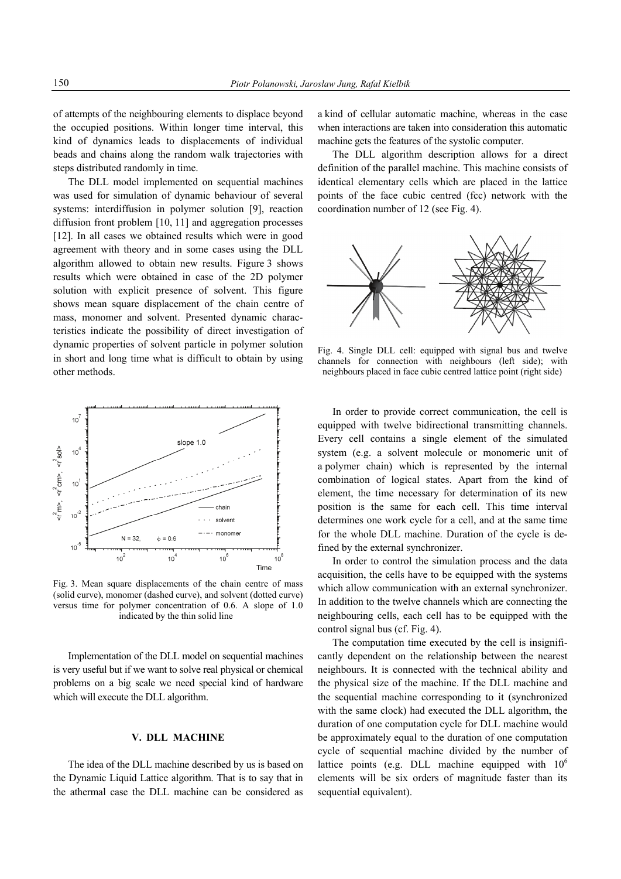of attempts of the neighbouring elements to displace beyond the occupied positions. Within longer time interval, this kind of dynamics leads to displacements of individual beads and chains along the random walk trajectories with steps distributed randomly in time.

The DLL model implemented on sequential machines was used for simulation of dynamic behaviour of several systems: interdiffusion in polymer solution [9], reaction diffusion front problem [10, 11] and aggregation processes [12]. In all cases we obtained results which were in good agreement with theory and in some cases using the DLL algorithm allowed to obtain new results. Figure 3 shows results which were obtained in case of the 2D polymer solution with explicit presence of solvent. This figure shows mean square displacement of the chain centre of mass, monomer and solvent. Presented dynamic characteristics indicate the possibility of direct investigation of dynamic properties of solvent particle in polymer solution in short and long time what is difficult to obtain by using other methods.

slope 1.0

chain
solvent
monomer

N = 32, ϕ = 0.6

$<r^2 m>$, $<r^2 cm>$, $<r^2 sol>$

$10^7$
$10^4$
$10^1$
$10^{-2}$
$10^{-5}$

$10^2$ $10^4$ $10^6$ $10^8$

Time

Fig. 3. Mean square displacements of the chain centre of mass (solid curve), monomer (dashed curve), and solvent (dotted curve) versus time for polymer concentration of 0.6. A slope of 1.0 indicated by the thin solid line

Implementation of the DLL model on sequential machines is very useful but if we want to solve real physical or chemical problems on a big scale we need special kind of hardware which will execute the DLL algorithm.

## V. DLL MACHINE

The idea of the DLL machine described by us is based on the Dynamic Liquid Lattice algorithm. That is to say that in the athermal case the DLL machine can be considered as a kind of cellular automatic machine, whereas in the case when interactions are taken into consideration this automatic machine gets the features of the systolic computer.

The DLL algorithm description allows for a direct definition of the parallel machine. This machine consists of identical elementary cells which are placed in the lattice points of the face cubic centred (fcc) network with the coordination number of 12 (see Fig. 4).

Fig. 4. Single DLL cell: equipped with signal bus and twelve channels for connection with neighbours (left side); with neighbours placed in face cubic centred lattice point (right side)

In order to provide correct communication, the cell is equipped with twelve bidirectional transmitting channels. Every cell contains a single element of the simulated system (e.g. a solvent molecule or monomeric unit of a polymer chain) which is represented by the internal combination of logical states. Apart from the kind of element, the time necessary for determination of its new position is the same for each cell. This time interval determines one work cycle for a cell, and at the same time for the whole DLL machine. Duration of the cycle is defined by the external synchronizer.

In order to control the simulation process and the data acquisition, the cells have to be equipped with the systems which allow communication with an external synchronizer. In addition to the twelve channels which are connecting the neighbouring cells, each cell has to be equipped with the control signal bus (cf. Fig. 4).

The computation time executed by the cell is insignificantly dependent on the relationship between the nearest neighbours. It is connected with the technical ability and the physical size of the machine. If the DLL machine and the sequential machine corresponding to it (synchronized with the same clock) had executed the DLL algorithm, the duration of one computation cycle for DLL machine would be approximately equal to the duration of one computation cycle of sequential machine divided by the number of lattice points (e.g. DLL machine equipped with $10^6$ elements will be six orders of magnitude faster than its sequential equivalent).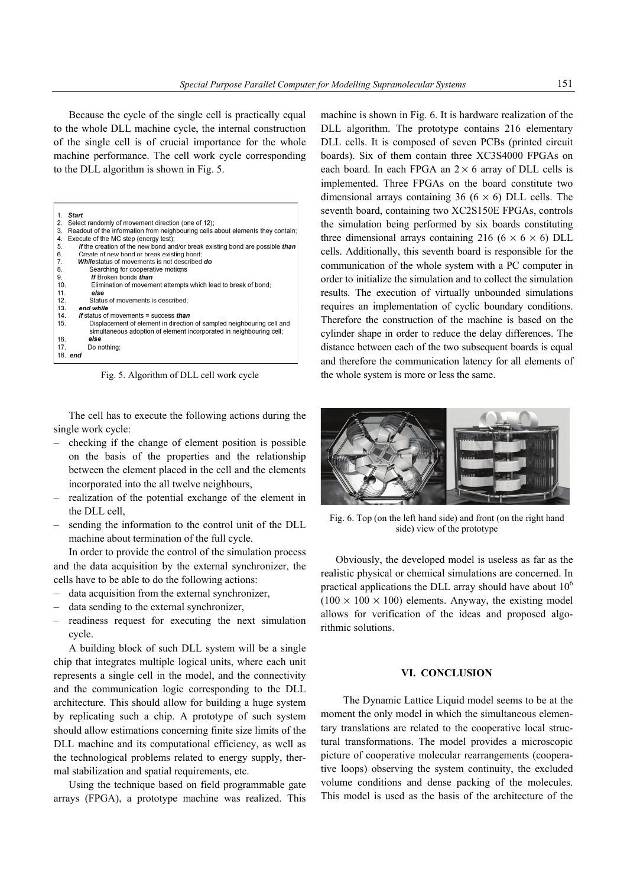Because the cycle of the single cell is practically equal to the whole DLL machine cycle, the internal construction of the single cell is of crucial importance for the whole machine performance. The cell work cycle corresponding to the DLL algorithm is shown in Fig. 5.

```
1.  Start
2.  Select randomly of movement direction (one of 12);
3.  Readout of the information from neighbouring cells about elements they contain;
4.  Execute of the MC step (energy test);
5.      If the creation of the new bond and/or break existing bond are possible than
6.      Create of new bond or break existing bond;
7.      While status of movements is not described do
8.          Searching for cooperative motions
9.          If Broken bonds than
10.         Elimination of movement attempts which lead to break of bond;
11.         else
12.         Status of movements is described;
13.     end while
14.     If status of movements = success than
15.         Displacement of element in direction of sampled neighbouring cell and
            simultaneous adoption of element incorporated in neighbouring cell;
16.     else
17.     Do nothing;
18. end
```

Fig. 5. Algorithm of DLL cell work cycle

The cell has to execute the following actions during the single work cycle:

– checking if the change of element position is possible on the basis of the properties and the relationship between the element placed in the cell and the elements incorporated into the all twelve neighbours,
– realization of the potential exchange of the element in the DLL cell,
– sending the information to the control unit of the DLL machine about termination of the full cycle.

In order to provide the control of the simulation process and the data acquisition by the external synchronizer, the cells have to be able to do the following actions:

– data acquisition from the external synchronizer,
– data sending to the external synchronizer,
– readiness request for executing the next simulation cycle.

A building block of such DLL system will be a single chip that integrates multiple logical units, where each unit represents a single cell in the model, and the connectivity and the communication logic corresponding to the DLL architecture. This should allow for building a huge system by replicating such a chip. A prototype of such system should allow estimations concerning finite size limits of the DLL machine and its computational efficiency, as well as the technological problems related to energy supply, thermal stabilization and spatial requirements, etc.

Using the technique based on field programmable gate arrays (FPGA), a prototype machine was realized. This machine is shown in Fig. 6. It is hardware realization of the DLL algorithm. The prototype contains 216 elementary DLL cells. It is composed of seven PCBs (printed circuit boards). Six of them contain three XC3S4000 FPGAs on each board. In each FPGA an $2 \times 6$ array of DLL cells is implemented. Three FPGAs on the board constitute two dimensional arrays containing 36 ($6 \times 6$) DLL cells. The seventh board, containing two XC2S150E FPGAs, controls the simulation being performed by six boards constituting three dimensional arrays containing 216 ($6 \times 6 \times 6$) DLL cells. Additionally, this seventh board is responsible for the communication of the whole system with a PC computer in order to initialize the simulation and to collect the simulation results. The execution of virtually unbounded simulations requires an implementation of cyclic boundary conditions. Therefore the construction of the machine is based on the cylinder shape in order to reduce the delay differences. The distance between each of the two subsequent boards is equal and therefore the communication latency for all elements of the whole system is more or less the same.

Fig. 6. Top (on the left hand side) and front (on the right hand side) view of the prototype

Obviously, the developed model is useless as far as the realistic physical or chemical simulations are concerned. In practical applications the DLL array should have about $10^6$ ($100 \times 100 \times 100$) elements. Anyway, the existing model allows for verification of the ideas and proposed algorithmic solutions.

## VI. CONCLUSION

The Dynamic Lattice Liquid model seems to be at the moment the only model in which the simultaneous elementary translations are related to the cooperative local structural transformations. The model provides a microscopic picture of cooperative molecular rearrangements (cooperative loops) observing the system continuity, the excluded volume conditions and dense packing of the molecules. This model is used as the basis of the architecture of the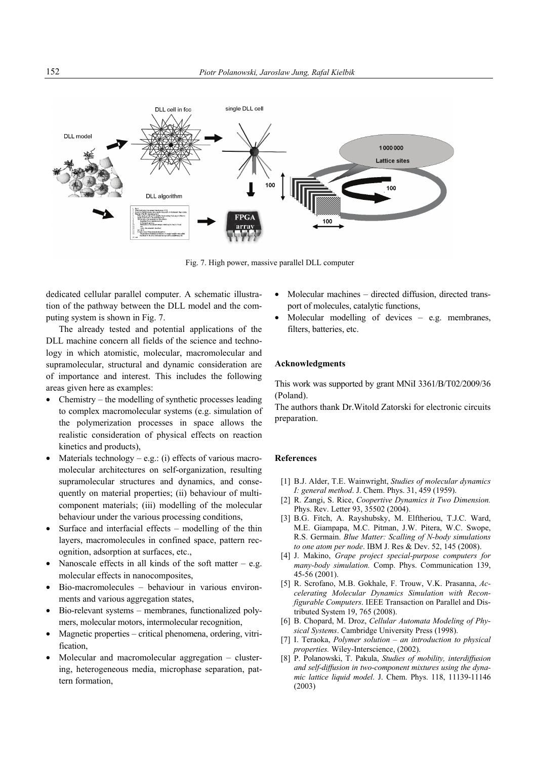Fig. 7. High power, massive parallel DLL computer

dedicated cellular parallel computer. A schematic illustration of the pathway between the DLL model and the computing system is shown in Fig. 7.

The already tested and potential applications of the DLL machine concern all fields of the science and technology in which atomistic, molecular, macromolecular and supramolecular, structural and dynamic consideration are of importance and interest. This includes the following areas given here as examples:

- Chemistry – the modelling of synthetic processes leading to complex macromolecular systems (e.g. simulation of the polymerization processes in space allows the realistic consideration of physical effects on reaction kinetics and products),
- Materials technology – e.g.: (i) effects of various macromolecular architectures on self-organization, resulting supramolecular structures and dynamics, and consequently on material properties; (ii) behaviour of multicomponent materials; (iii) modelling of the molecular behaviour under the various processing conditions,
- Surface and interfacial effects – modelling of the thin layers, macromolecules in confined space, pattern recognition, adsorption at surfaces, etc.,
- Nanoscale effects in all kinds of the soft matter – e.g. molecular effects in nanocomposites,
- Bio-macromolecules – behaviour in various environments and various aggregation states,
- Bio-relevant systems – membranes, functionalized polymers, molecular motors, intermolecular recognition,
- Magnetic properties – critical phenomena, ordering, vitrification,
- Molecular and macromolecular aggregation – clustering, heterogeneous media, microphase separation, pattern formation,
- Molecular machines – directed diffusion, directed transport of molecules, catalytic functions,
- Molecular modelling of devices – e.g. membranes, filters, batteries, etc.

### Acknowledgments

This work was supported by grant MNiI 3361/B/T02/2009/36 (Poland).

The authors thank Dr.Witold Zatorski for electronic circuits preparation.

### References

[1] B.J. Alder, T.E. Wainwright, *Studies of molecular dynamics I: general method*. J. Chem. Phys. 31, 459 (1959).

[2] R. Zangi, S. Rice, *Coopertive Dynamics it Two Dimension.* Phys. Rev. Letter 93, 35502 (2004).

[3] B.G. Fitch, A. Rayshubsky, M. Elftheriou, T.J.C. Ward, M.E. Giampapa, M.C. Pitman, J.W. Pitera, W.C. Swope, R.S. Germain. *Blue Matter: Scalling of N-body simulations to one atom per node*. IBM J. Res & Dev. 52, 145 (2008).

[4] J. Makino, *Grape project special-purpose computers for many-body simulation.* Comp. Phys. Communication 139, 45-56 (2001).

[5] R. Scrofano, M.B. Gokhale, F. Trouw, V.K. Prasanna, *Accelerating Molecular Dynamics Simulation with Reconfigurable Computers*. IEEE Transaction on Parallel and Distributed System 19, 765 (2008).

[6] B. Chopard, M. Droz, *Cellular Automata Modeling of Physical Systems*. Cambridge University Press (1998).

[7] I. Teraoka, *Polymer solution – an introduction to physical properties.* Wiley-Interscience, (2002).

[8] P. Polanowski, T. Pakula, *Studies of mobility, interdiffusion and self-diffusion in two-component mixtures using the dynamic lattice liquid model*. J. Chem. Phys. 118, 11139-11146 (2003)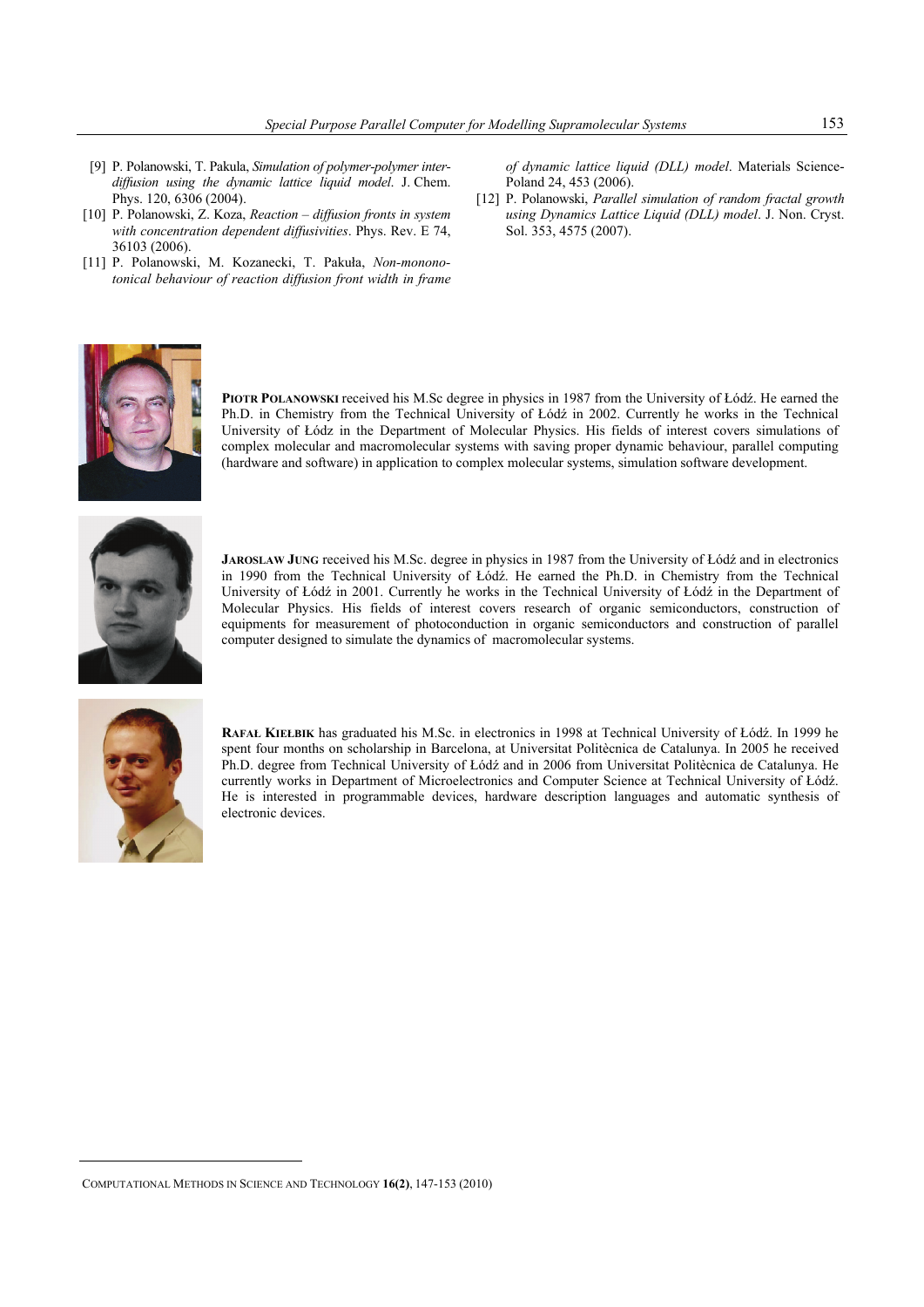[9] P. Polanowski, T. Pakula, *Simulation of polymer-polymer inter-diffusion using the dynamic lattice liquid model*. J. Chem. Phys. 120, 6306 (2004).

[10] P. Polanowski, Z. Koza, *Reaction – diffusion fronts in system with concentration dependent diffusivities*. Phys. Rev. E 74, 36103 (2006).

[11] P. Polanowski, M. Kozanecki, T. Pakuła, *Non-mononotonical behaviour of reaction diffusion front width in frame of dynamic lattice liquid (DLL) model*. Materials Science-Poland 24, 453 (2006).

[12] P. Polanowski, *Parallel simulation of random fractal growth using Dynamics Lattice Liquid (DLL) model*. J. Non. Cryst. Sol. 353, 4575 (2007).

**PIOTR POLANOWSKI** received his M.Sc degree in physics in 1987 from the University of Łódź. He earned the Ph.D. in Chemistry from the Technical University of Łódź in 2002. Currently he works in the Technical University of Łódz in the Department of Molecular Physics. His fields of interest covers simulations of complex molecular and macromolecular systems with saving proper dynamic behaviour, parallel computing (hardware and software) in application to complex molecular systems, simulation software development.

**JAROSLAW JUNG** received his M.Sc. degree in physics in 1987 from the University of Łódź and in electronics in 1990 from the Technical University of Łódź. He earned the Ph.D. in Chemistry from the Technical University of Łódź in 2001. Currently he works in the Technical University of Łódź in the Department of Molecular Physics. His fields of interest covers research of organic semiconductors, construction of equipments for measurement of photoconduction in organic semiconductors and construction of parallel computer designed to simulate the dynamics of macromolecular systems.

**RAFAŁ KIEŁBIK** has graduated his M.Sc. in electronics in 1998 at Technical University of Łódź. In 1999 he spent four months on scholarship in Barcelona, at Universitat Politècnica de Catalunya. In 2005 he received Ph.D. degree from Technical University of Łódź and in 2006 from Universitat Politècnica de Catalunya. He currently works in Department of Microelectronics and Computer Science at Technical University of Łódź. He is interested in programmable devices, hardware description languages and automatic synthesis of electronic devices.